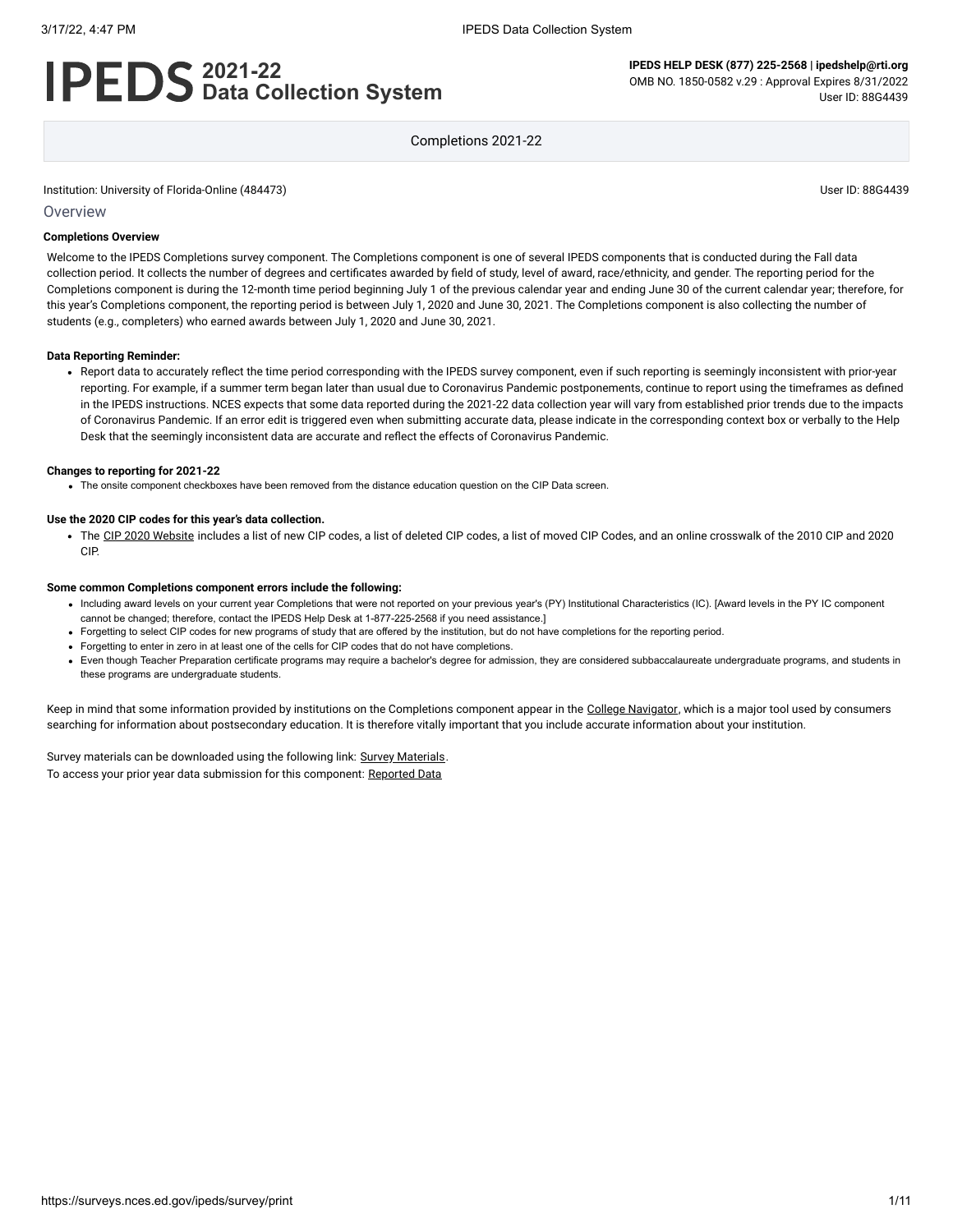# IPEDS 2021-22 Data Collection System

**IPEDS HELP DESK (877) 225-2568 | ipedshelp@rti.org**
OMB NO. 1850-0582 v.29 : Approval Expires 8/31/2022
User ID: 88G4439

Completions 2021-22

Institution: University of Florida-Online (484473)

User ID: 88G4439

## Overview

**Completions Overview**

Welcome to the IPEDS Completions survey component. The Completions component is one of several IPEDS components that is conducted during the Fall data collection period. It collects the number of degrees and certificates awarded by field of study, level of award, race/ethnicity, and gender. The reporting period for the Completions component is during the 12-month time period beginning July 1 of the previous calendar year and ending June 30 of the current calendar year; therefore, for this year's Completions component, the reporting period is between July 1, 2020 and June 30, 2021. The Completions component is also collecting the number of students (e.g., completers) who earned awards between July 1, 2020 and June 30, 2021.

**Data Reporting Reminder:**

- Report data to accurately reflect the time period corresponding with the IPEDS survey component, even if such reporting is seemingly inconsistent with prior-year reporting. For example, if a summer term began later than usual due to Coronavirus Pandemic postponements, continue to report using the timeframes as defined in the IPEDS instructions. NCES expects that some data reported during the 2021-22 data collection year will vary from established prior trends due to the impacts of Coronavirus Pandemic. If an error edit is triggered even when submitting accurate data, please indicate in the corresponding context box or verbally to the Help Desk that the seemingly inconsistent data are accurate and reflect the effects of Coronavirus Pandemic.

**Changes to reporting for 2021-22**

- The onsite component checkboxes have been removed from the distance education question on the CIP Data screen.

**Use the 2020 CIP codes for this year's data collection.**

- The CIP 2020 Website includes a list of new CIP codes, a list of deleted CIP codes, a list of moved CIP Codes, and an online crosswalk of the 2010 CIP and 2020 CIP.

**Some common Completions component errors include the following:**

- Including award levels on your current year Completions that were not reported on your previous year's (PY) Institutional Characteristics (IC). [Award levels in the PY IC component cannot be changed; therefore, contact the IPEDS Help Desk at 1-877-225-2568 if you need assistance.]
- Forgetting to select CIP codes for new programs of study that are offered by the institution, but do not have completions for the reporting period.
- Forgetting to enter in zero in at least one of the cells for CIP codes that do not have completions.
- Even though Teacher Preparation certificate programs may require a bachelor's degree for admission, they are considered subbaccalaureate undergraduate programs, and students in these programs are undergraduate students.

Keep in mind that some information provided by institutions on the Completions component appear in the College Navigator, which is a major tool used by consumers searching for information about postsecondary education. It is therefore vitally important that you include accurate information about your institution.

Survey materials can be downloaded using the following link: Survey Materials.
To access your prior year data submission for this component: Reported Data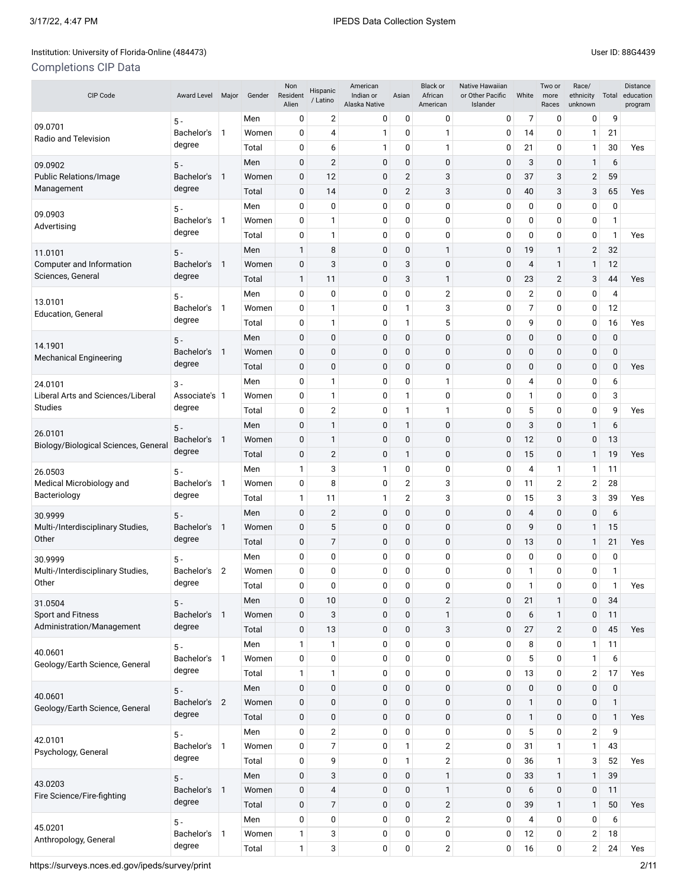Institution: University of Florida-Online (484473)

User ID: 88G4439

## Completions CIP Data

| CIP Code | Award Level | Major | Gender | Non Resident Alien | Hispanic / Latino | American Indian or Alaska Native | Asian | Black or African American | Native Hawaiian or Other Pacific Islander | White | Two or more Races | Race/ ethnicity unknown | Total | Distance education program |
|---|---|---|---|---|---|---|---|---|---|---|---|---|---|---|
| 09.0701 Radio and Television | 5 - Bachelor's degree | 1 | Men | 0 | 2 | 0 | 0 | 0 | 0 | 7 | 0 | 0 | 9 | |
| | | | Women | 0 | 4 | 1 | 0 | 1 | 0 | 14 | 0 | 1 | 21 | |
| | | | Total | 0 | 6 | 1 | 0 | 1 | 0 | 21 | 0 | 1 | 30 | Yes |
| 09.0902 Public Relations/Image Management | 5 - Bachelor's degree | 1 | Men | 0 | 2 | 0 | 0 | 0 | 0 | 3 | 0 | 1 | 6 | |
| | | | Women | 0 | 12 | 0 | 2 | 3 | 0 | 37 | 3 | 2 | 59 | |
| | | | Total | 0 | 14 | 0 | 2 | 3 | 0 | 40 | 3 | 3 | 65 | Yes |
| 09.0903 Advertising | 5 - Bachelor's degree | 1 | Men | 0 | 0 | 0 | 0 | 0 | 0 | 0 | 0 | 0 | 0 | |
| | | | Women | 0 | 1 | 0 | 0 | 0 | 0 | 0 | 0 | 0 | 1 | |
| | | | Total | 0 | 1 | 0 | 0 | 0 | 0 | 0 | 0 | 0 | 1 | Yes |
| 11.0101 Computer and Information Sciences, General | 5 - Bachelor's degree | 1 | Men | 1 | 8 | 0 | 0 | 1 | 0 | 19 | 1 | 2 | 32 | |
| | | | Women | 0 | 3 | 0 | 3 | 0 | 0 | 4 | 1 | 1 | 12 | |
| | | | Total | 1 | 11 | 0 | 3 | 1 | 0 | 23 | 2 | 3 | 44 | Yes |
| 13.0101 Education, General | 5 - Bachelor's degree | 1 | Men | 0 | 0 | 0 | 0 | 2 | 0 | 2 | 0 | 0 | 4 | |
| | | | Women | 0 | 1 | 0 | 1 | 3 | 0 | 7 | 0 | 0 | 12 | |
| | | | Total | 0 | 1 | 0 | 1 | 5 | 0 | 9 | 0 | 0 | 16 | Yes |
| 14.1901 Mechanical Engineering | 5 - Bachelor's degree | 1 | Men | 0 | 0 | 0 | 0 | 0 | 0 | 0 | 0 | 0 | 0 | |
| | | | Women | 0 | 0 | 0 | 0 | 0 | 0 | 0 | 0 | 0 | 0 | |
| | | | Total | 0 | 0 | 0 | 0 | 0 | 0 | 0 | 0 | 0 | 0 | Yes |
| 24.0101 Liberal Arts and Sciences/Liberal Studies | 3 - Associate's degree | 1 | Men | 0 | 1 | 0 | 0 | 1 | 0 | 4 | 0 | 0 | 6 | |
| | | | Women | 0 | 1 | 0 | 1 | 0 | 0 | 1 | 0 | 0 | 3 | |
| | | | Total | 0 | 2 | 0 | 1 | 1 | 0 | 5 | 0 | 0 | 9 | Yes |
| 26.0101 Biology/Biological Sciences, General | 5 - Bachelor's degree | 1 | Men | 0 | 1 | 0 | 1 | 0 | 0 | 3 | 0 | 1 | 6 | |
| | | | Women | 0 | 1 | 0 | 0 | 0 | 0 | 12 | 0 | 0 | 13 | |
| | | | Total | 0 | 2 | 0 | 1 | 0 | 0 | 15 | 0 | 1 | 19 | Yes |
| 26.0503 Medical Microbiology and Bacteriology | 5 - Bachelor's degree | 1 | Men | 1 | 3 | 1 | 0 | 0 | 0 | 4 | 1 | 1 | 11 | |
| | | | Women | 0 | 8 | 0 | 2 | 3 | 0 | 11 | 2 | 2 | 28 | |
| | | | Total | 1 | 11 | 1 | 2 | 3 | 0 | 15 | 3 | 3 | 39 | Yes |
| 30.9999 Multi-/Interdisciplinary Studies, Other | 5 - Bachelor's degree | 1 | Men | 0 | 2 | 0 | 0 | 0 | 0 | 4 | 0 | 0 | 6 | |
| | | | Women | 0 | 5 | 0 | 0 | 0 | 0 | 9 | 0 | 1 | 15 | |
| | | | Total | 0 | 7 | 0 | 0 | 0 | 0 | 13 | 0 | 1 | 21 | Yes |
| 30.9999 Multi-/Interdisciplinary Studies, Other | 5 - Bachelor's degree | 2 | Men | 0 | 0 | 0 | 0 | 0 | 0 | 0 | 0 | 0 | 0 | |
| | | | Women | 0 | 0 | 0 | 0 | 0 | 0 | 1 | 0 | 0 | 1 | |
| | | | Total | 0 | 0 | 0 | 0 | 0 | 0 | 1 | 0 | 0 | 1 | Yes |
| 31.0504 Sport and Fitness Administration/Management | 5 - Bachelor's degree | 1 | Men | 0 | 10 | 0 | 0 | 2 | 0 | 21 | 1 | 0 | 34 | |
| | | | Women | 0 | 3 | 0 | 0 | 1 | 0 | 6 | 1 | 0 | 11 | |
| | | | Total | 0 | 13 | 0 | 0 | 3 | 0 | 27 | 2 | 0 | 45 | Yes |
| 40.0601 Geology/Earth Science, General | 5 - Bachelor's degree | 1 | Men | 1 | 1 | 0 | 0 | 0 | 0 | 8 | 0 | 1 | 11 | |
| | | | Women | 0 | 0 | 0 | 0 | 0 | 0 | 5 | 0 | 1 | 6 | |
| | | | Total | 1 | 1 | 0 | 0 | 0 | 0 | 13 | 0 | 2 | 17 | Yes |
| 40.0601 Geology/Earth Science, General | 5 - Bachelor's degree | 2 | Men | 0 | 0 | 0 | 0 | 0 | 0 | 0 | 0 | 0 | 0 | |
| | | | Women | 0 | 0 | 0 | 0 | 0 | 0 | 1 | 0 | 0 | 1 | |
| | | | Total | 0 | 0 | 0 | 0 | 0 | 0 | 1 | 0 | 0 | 1 | Yes |
| 42.0101 Psychology, General | 5 - Bachelor's degree | 1 | Men | 0 | 2 | 0 | 0 | 0 | 0 | 5 | 0 | 2 | 9 | |
| | | | Women | 0 | 7 | 0 | 1 | 2 | 0 | 31 | 1 | 1 | 43 | |
| | | | Total | 0 | 9 | 0 | 1 | 2 | 0 | 36 | 1 | 3 | 52 | Yes |
| 43.0203 Fire Science/Fire-fighting | 5 - Bachelor's degree | 1 | Men | 0 | 3 | 0 | 0 | 1 | 0 | 33 | 1 | 1 | 39 | |
| | | | Women | 0 | 4 | 0 | 0 | 1 | 0 | 6 | 0 | 0 | 11 | |
| | | | Total | 0 | 7 | 0 | 0 | 2 | 0 | 39 | 1 | 1 | 50 | Yes |
| 45.0201 Anthropology, General | 5 - Bachelor's degree | 1 | Men | 0 | 0 | 0 | 0 | 2 | 0 | 4 | 0 | 0 | 6 | |
| | | | Women | 1 | 3 | 0 | 0 | 0 | 0 | 12 | 0 | 2 | 18 | |
| | | | Total | 1 | 3 | 0 | 0 | 2 | 0 | 16 | 0 | 2 | 24 | Yes |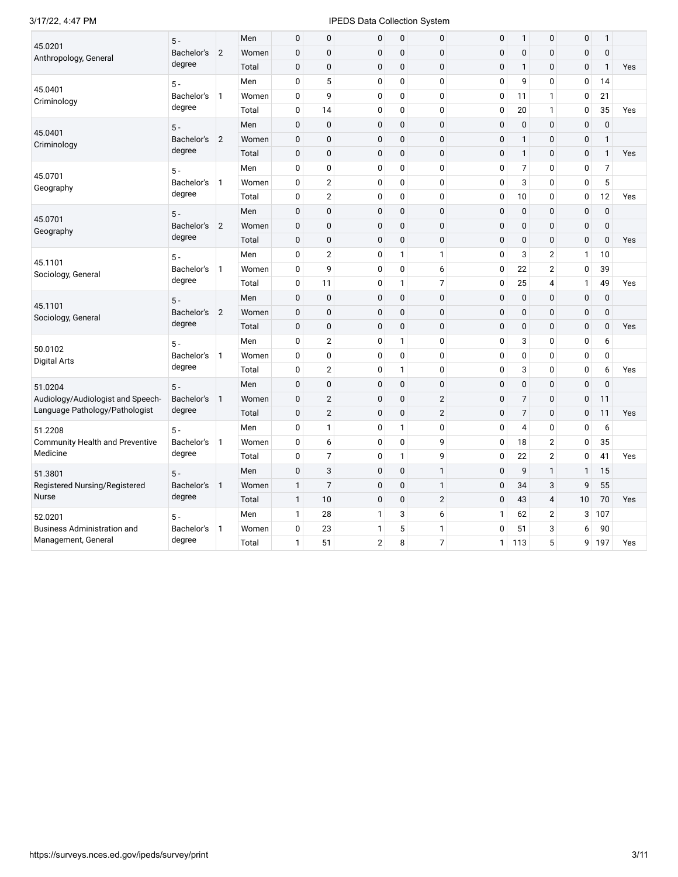| | | | | | | | | | | | | | | |
|---|---|---|---|---|---|---|---|---|---|---|---|---|---|---|
| 45.0201 Anthropology, General | 5 - Bachelor's degree | 2 | Men | 0 | 0 | 0 | 0 | 0 | 0 | 1 | 0 | 0 | 1 | |
| | | | Women | 0 | 0 | 0 | 0 | 0 | 0 | 0 | 0 | 0 | 0 | |
| | | | Total | 0 | 0 | 0 | 0 | 0 | 0 | 1 | 0 | 0 | 1 | Yes |
| 45.0401 Criminology | 5 - Bachelor's degree | 1 | Men | 0 | 5 | 0 | 0 | 0 | 0 | 9 | 0 | 0 | 14 | |
| | | | Women | 0 | 9 | 0 | 0 | 0 | 0 | 11 | 1 | 0 | 21 | |
| | | | Total | 0 | 14 | 0 | 0 | 0 | 0 | 20 | 1 | 0 | 35 | Yes |
| 45.0401 Criminology | 5 - Bachelor's degree | 2 | Men | 0 | 0 | 0 | 0 | 0 | 0 | 0 | 0 | 0 | 0 | |
| | | | Women | 0 | 0 | 0 | 0 | 0 | 0 | 1 | 0 | 0 | 1 | |
| | | | Total | 0 | 0 | 0 | 0 | 0 | 0 | 1 | 0 | 0 | 1 | Yes |
| 45.0701 Geography | 5 - Bachelor's degree | 1 | Men | 0 | 0 | 0 | 0 | 0 | 0 | 7 | 0 | 0 | 7 | |
| | | | Women | 0 | 2 | 0 | 0 | 0 | 0 | 3 | 0 | 0 | 5 | |
| | | | Total | 0 | 2 | 0 | 0 | 0 | 0 | 10 | 0 | 0 | 12 | Yes |
| 45.0701 Geography | 5 - Bachelor's degree | 2 | Men | 0 | 0 | 0 | 0 | 0 | 0 | 0 | 0 | 0 | 0 | |
| | | | Women | 0 | 0 | 0 | 0 | 0 | 0 | 0 | 0 | 0 | 0 | |
| | | | Total | 0 | 0 | 0 | 0 | 0 | 0 | 0 | 0 | 0 | 0 | Yes |
| 45.1101 Sociology, General | 5 - Bachelor's degree | 1 | Men | 0 | 2 | 0 | 1 | 1 | 0 | 3 | 2 | 1 | 10 | |
| | | | Women | 0 | 9 | 0 | 0 | 6 | 0 | 22 | 2 | 0 | 39 | |
| | | | Total | 0 | 11 | 0 | 1 | 7 | 0 | 25 | 4 | 1 | 49 | Yes |
| 45.1101 Sociology, General | 5 - Bachelor's degree | 2 | Men | 0 | 0 | 0 | 0 | 0 | 0 | 0 | 0 | 0 | 0 | |
| | | | Women | 0 | 0 | 0 | 0 | 0 | 0 | 0 | 0 | 0 | 0 | |
| | | | Total | 0 | 0 | 0 | 0 | 0 | 0 | 0 | 0 | 0 | 0 | Yes |
| 50.0102 Digital Arts | 5 - Bachelor's degree | 1 | Men | 0 | 2 | 0 | 1 | 0 | 0 | 3 | 0 | 0 | 6 | |
| | | | Women | 0 | 0 | 0 | 0 | 0 | 0 | 0 | 0 | 0 | 0 | |
| | | | Total | 0 | 2 | 0 | 1 | 0 | 0 | 3 | 0 | 0 | 6 | Yes |
| 51.0204 Audiology/Audiologist and Speech-Language Pathology/Pathologist | 5 - Bachelor's degree | 1 | Men | 0 | 0 | 0 | 0 | 0 | 0 | 0 | 0 | 0 | 0 | |
| | | | Women | 0 | 2 | 0 | 0 | 2 | 0 | 7 | 0 | 0 | 11 | |
| | | | Total | 0 | 2 | 0 | 0 | 2 | 0 | 7 | 0 | 0 | 11 | Yes |
| 51.2208 Community Health and Preventive Medicine | 5 - Bachelor's degree | 1 | Men | 0 | 1 | 0 | 1 | 0 | 0 | 4 | 0 | 0 | 6 | |
| | | | Women | 0 | 6 | 0 | 0 | 9 | 0 | 18 | 2 | 0 | 35 | |
| | | | Total | 0 | 7 | 0 | 1 | 9 | 0 | 22 | 2 | 0 | 41 | Yes |
| 51.3801 Registered Nursing/Registered Nurse | 5 - Bachelor's degree | 1 | Men | 0 | 3 | 0 | 0 | 1 | 0 | 9 | 1 | 1 | 15 | |
| | | | Women | 1 | 7 | 0 | 0 | 1 | 0 | 34 | 3 | 9 | 55 | |
| | | | Total | 1 | 10 | 0 | 0 | 2 | 0 | 43 | 4 | 10 | 70 | Yes |
| 52.0201 Business Administration and Management, General | 5 - Bachelor's degree | 1 | Men | 1 | 28 | 1 | 3 | 6 | 1 | 62 | 2 | 3 | 107 | |
| | | | Women | 0 | 23 | 1 | 5 | 1 | 0 | 51 | 3 | 6 | 90 | |
| | | | Total | 1 | 51 | 2 | 8 | 7 | 1 | 113 | 5 | 9 | 197 | Yes |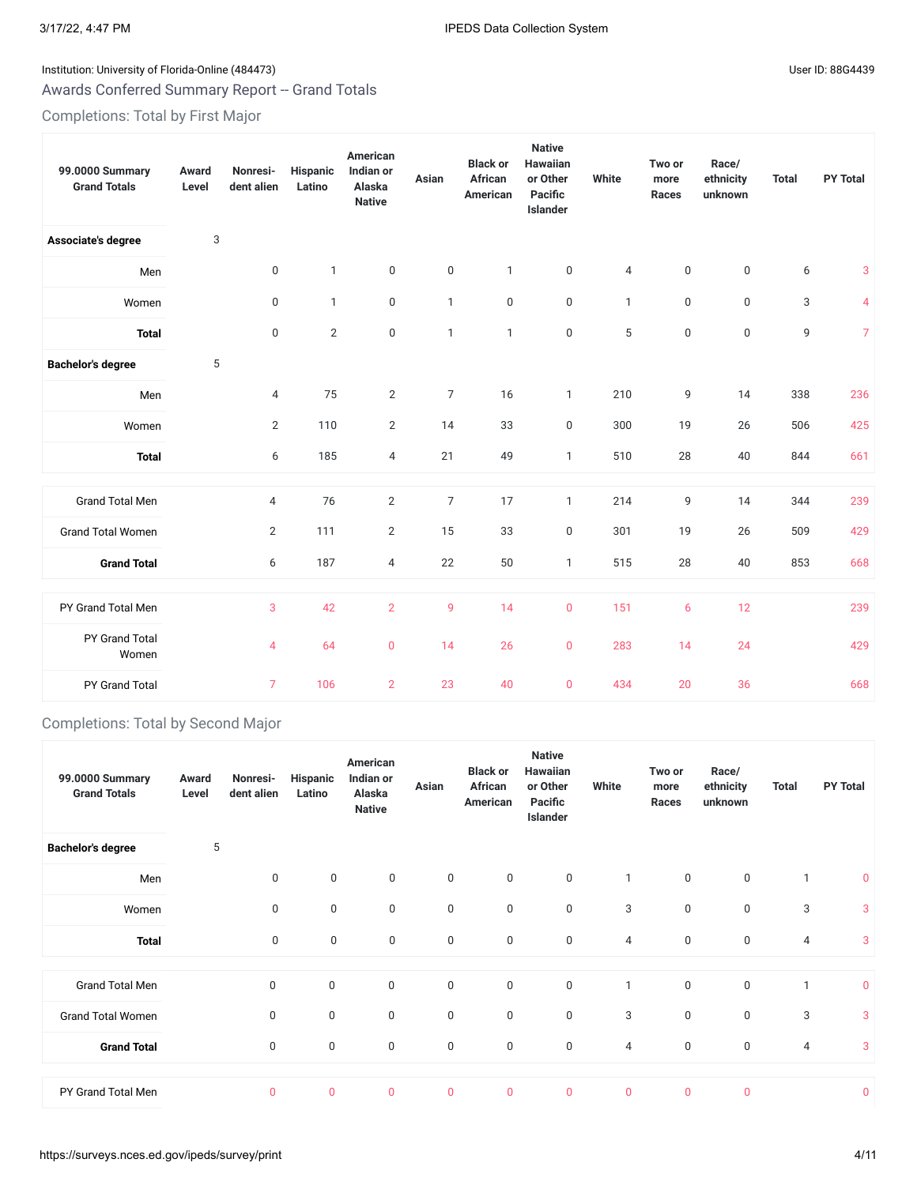Institution: University of Florida-Online (484473)

User ID: 88G4439

## Awards Conferred Summary Report -- Grand Totals

### Completions: Total by First Major

| 99.0000 Summary Grand Totals | Award Level | Nonresident alien | Hispanic Latino | American Indian or Alaska Native | Asian | Black or African American | Native Hawaiian or Other Pacific Islander | White | Two or more Races | Race/ethnicity unknown | Total | PY Total |
|---|---|---|---|---|---|---|---|---|---|---|---|---|
| **Associate's degree** | 3 | | | | | | | | | | | |
| Men | | 0 | 1 | 0 | 0 | 1 | 0 | 4 | 0 | 0 | 6 | 3 |
| Women | | 0 | 1 | 0 | 1 | 0 | 0 | 1 | 0 | 0 | 3 | 4 |
| **Total** | | 0 | 2 | 0 | 1 | 1 | 0 | 5 | 0 | 0 | 9 | 7 |
| **Bachelor's degree** | 5 | | | | | | | | | | | |
| Men | | 4 | 75 | 2 | 7 | 16 | 1 | 210 | 9 | 14 | 338 | 236 |
| Women | | 2 | 110 | 2 | 14 | 33 | 0 | 300 | 19 | 26 | 506 | 425 |
| **Total** | | 6 | 185 | 4 | 21 | 49 | 1 | 510 | 28 | 40 | 844 | 661 |
| Grand Total Men | | 4 | 76 | 2 | 7 | 17 | 1 | 214 | 9 | 14 | 344 | 239 |
| Grand Total Women | | 2 | 111 | 2 | 15 | 33 | 0 | 301 | 19 | 26 | 509 | 429 |
| **Grand Total** | | 6 | 187 | 4 | 22 | 50 | 1 | 515 | 28 | 40 | 853 | 668 |
| PY Grand Total Men | | 3 | 42 | 2 | 9 | 14 | 0 | 151 | 6 | 12 | | 239 |
| PY Grand Total Women | | 4 | 64 | 0 | 14 | 26 | 0 | 283 | 14 | 24 | | 429 |
| PY Grand Total | | 7 | 106 | 2 | 23 | 40 | 0 | 434 | 20 | 36 | | 668 |

### Completions: Total by Second Major

| 99.0000 Summary Grand Totals | Award Level | Nonresident alien | Hispanic Latino | American Indian or Alaska Native | Asian | Black or African American | Native Hawaiian or Other Pacific Islander | White | Two or more Races | Race/ethnicity unknown | Total | PY Total |
|---|---|---|---|---|---|---|---|---|---|---|---|---|
| **Bachelor's degree** | 5 | | | | | | | | | | | |
| Men | | 0 | 0 | 0 | 0 | 0 | 0 | 1 | 0 | 0 | 1 | 0 |
| Women | | 0 | 0 | 0 | 0 | 0 | 0 | 3 | 0 | 0 | 3 | 3 |
| **Total** | | 0 | 0 | 0 | 0 | 0 | 0 | 4 | 0 | 0 | 4 | 3 |
| Grand Total Men | | 0 | 0 | 0 | 0 | 0 | 0 | 1 | 0 | 0 | 1 | 0 |
| Grand Total Women | | 0 | 0 | 0 | 0 | 0 | 0 | 3 | 0 | 0 | 3 | 3 |
| **Grand Total** | | 0 | 0 | 0 | 0 | 0 | 0 | 4 | 0 | 0 | 4 | 3 |
| PY Grand Total Men | | 0 | 0 | 0 | 0 | 0 | 0 | 0 | 0 | 0 | | 0 |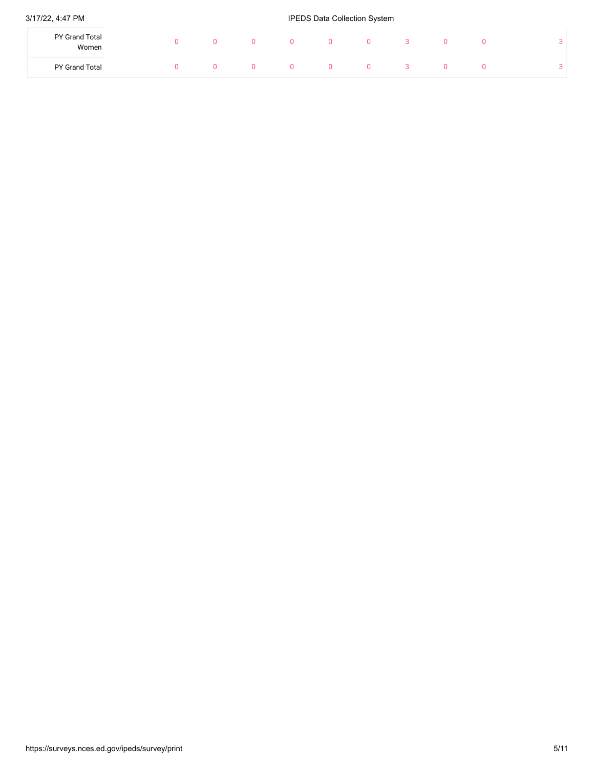| | | | | | | | | | | |
|---|---|---|---|---|---|---|---|---|---|---|
| PY Grand Total Women | 0 | 0 | 0 | 0 | 0 | 0 | 3 | 0 | 0 | 3 |
| PY Grand Total | 0 | 0 | 0 | 0 | 0 | 0 | 3 | 0 | 0 | 3 |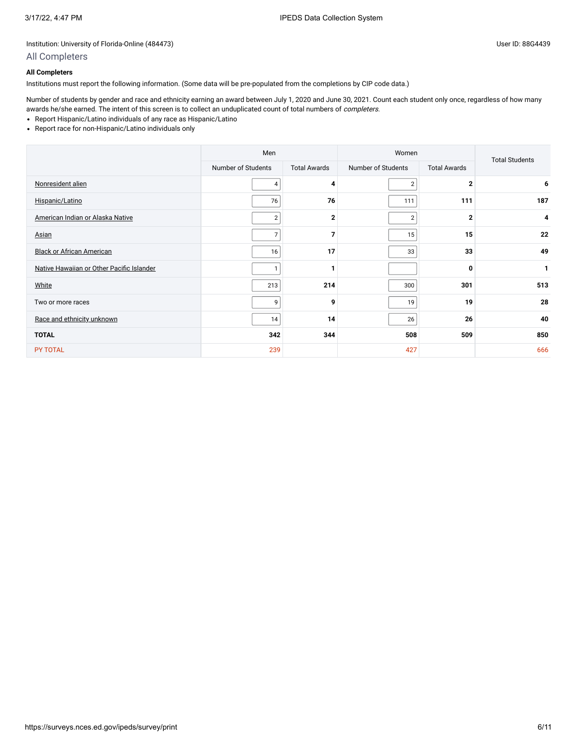Institution: University of Florida-Online (484473)

User ID: 88G4439

## All Completers

**All Completers**

Institutions must report the following information. (Some data will be pre-populated from the completions by CIP code data.)

Number of students by gender and race and ethnicity earning an award between July 1, 2020 and June 30, 2021. Count each student only once, regardless of how many awards he/she earned. The intent of this screen is to collect an unduplicated count of total numbers of *completers*.

- Report Hispanic/Latino individuals of any race as Hispanic/Latino
- Report race for non-Hispanic/Latino individuals only

| | Men | | Women | | Total Students |
|---|---|---|---|---|---|
| | Number of Students | Total Awards | Number of Students | Total Awards | |
| Nonresident alien | 4 | **4** | 2 | **2** | **6** |
| Hispanic/Latino | 76 | **76** | 111 | **111** | **187** |
| American Indian or Alaska Native | 2 | **2** | 2 | **2** | **4** |
| Asian | 7 | **7** | 15 | **15** | **22** |
| Black or African American | 16 | **17** | 33 | **33** | **49** |
| Native Hawaiian or Other Pacific Islander | 1 | **1** | | **0** | **1** |
| White | 213 | **214** | 300 | **301** | **513** |
| Two or more races | 9 | **9** | 19 | **19** | **28** |
| Race and ethnicity unknown | 14 | **14** | 26 | **26** | **40** |
| **TOTAL** | **342** | **344** | **508** | **509** | **850** |
| PY TOTAL | 239 | | 427 | | 666 |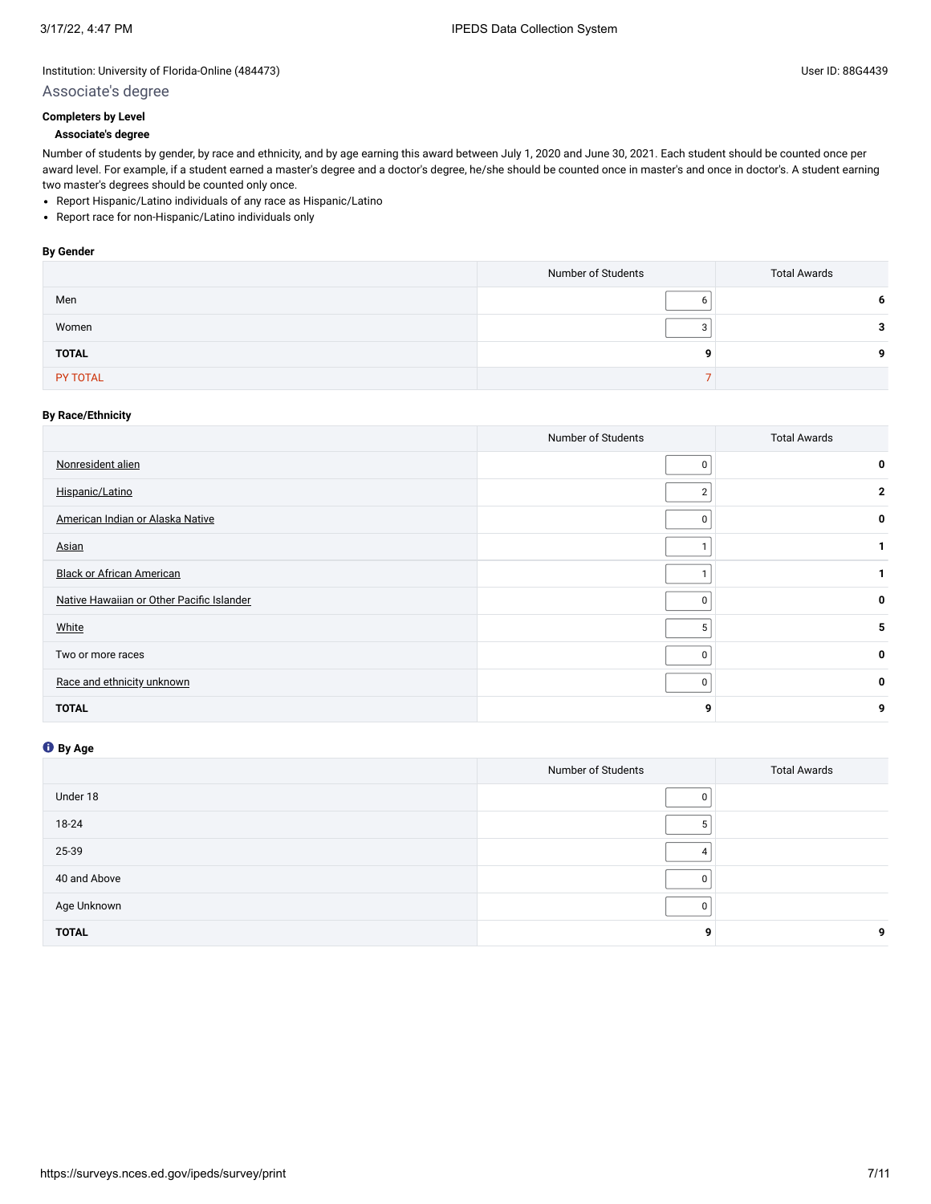Institution: University of Florida-Online (484473)

User ID: 88G4439

## Associate's degree

**Completers by Level**

**Associate's degree**

Number of students by gender, by race and ethnicity, and by age earning this award between July 1, 2020 and June 30, 2021. Each student should be counted once per award level. For example, if a student earned a master's degree and a doctor's degree, he/she should be counted once in master's and once in doctor's. A student earning two master's degrees should be counted only once.

- Report Hispanic/Latino individuals of any race as Hispanic/Latino
- Report race for non-Hispanic/Latino individuals only

**By Gender**

| | Number of Students | Total Awards |
|---|---|---|
| Men | 6 | 6 |
| Women | 3 | 3 |
| **TOTAL** | 9 | 9 |
| PY TOTAL | 7 | |

**By Race/Ethnicity**

| | Number of Students | Total Awards |
|---|---|---|
| Nonresident alien | 0 | 0 |
| Hispanic/Latino | 2 | 2 |
| American Indian or Alaska Native | 0 | 0 |
| Asian | 1 | 1 |
| Black or African American | 1 | 1 |
| Native Hawaiian or Other Pacific Islander | 0 | 0 |
| White | 5 | 5 |
| Two or more races | 0 | 0 |
| Race and ethnicity unknown | 0 | 0 |
| **TOTAL** | 9 | 9 |

**By Age**

| | Number of Students | Total Awards |
|---|---|---|
| Under 18 | 0 | |
| 18-24 | 5 | |
| 25-39 | 4 | |
| 40 and Above | 0 | |
| Age Unknown | 0 | |
| **TOTAL** | 9 | 9 |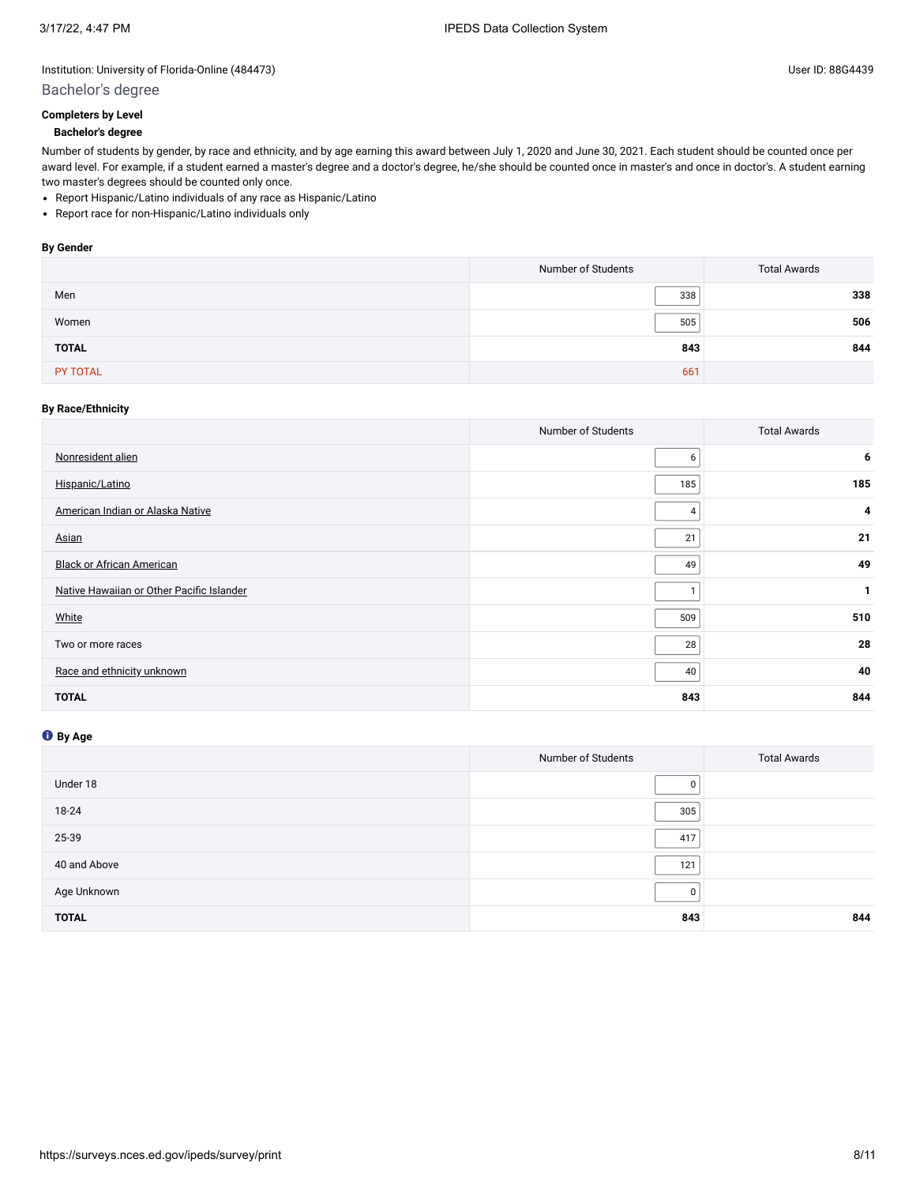Institution: University of Florida-Online (484473)

User ID: 88G4439

## Bachelor's degree

**Completers by Level**

**Bachelor's degree**

Number of students by gender, by race and ethnicity, and by age earning this award between July 1, 2020 and June 30, 2021. Each student should be counted once per award level. For example, if a student earned a master's degree and a doctor's degree, he/she should be counted once in master's and once in doctor's. A student earning two master's degrees should be counted only once.

- Report Hispanic/Latino individuals of any race as Hispanic/Latino
- Report race for non-Hispanic/Latino individuals only

**By Gender**

| | Number of Students | Total Awards |
|---|---|---|
| Men | 338 | **338** |
| Women | 505 | **506** |
| **TOTAL** | **843** | **844** |
| PY TOTAL | 661 | |

**By Race/Ethnicity**

| | Number of Students | Total Awards |
|---|---|---|
| Nonresident alien | 6 | **6** |
| Hispanic/Latino | 185 | **185** |
| American Indian or Alaska Native | 4 | **4** |
| Asian | 21 | **21** |
| Black or African American | 49 | **49** |
| Native Hawaiian or Other Pacific Islander | 1 | **1** |
| White | 509 | **510** |
| Two or more races | 28 | **28** |
| Race and ethnicity unknown | 40 | **40** |
| **TOTAL** | **843** | **844** |

**By Age**

| | Number of Students | Total Awards |
|---|---|---|
| Under 18 | 0 | |
| 18-24 | 305 | |
| 25-39 | 417 | |
| 40 and Above | 121 | |
| Age Unknown | 0 | |
| **TOTAL** | **843** | **844** |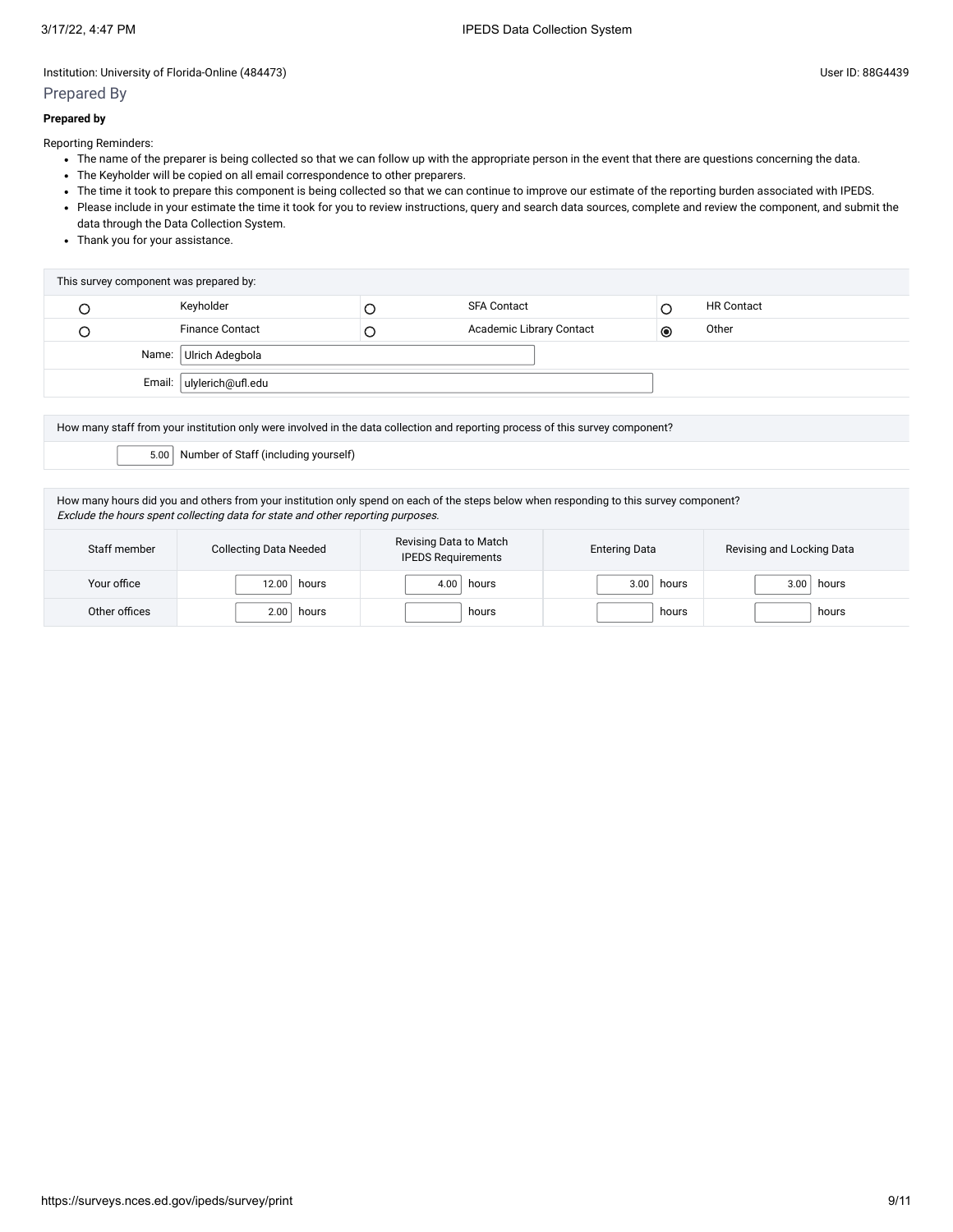Institution: University of Florida-Online (484473)

User ID: 88G4439

## Prepared By

**Prepared by**

Reporting Reminders:

- The name of the preparer is being collected so that we can follow up with the appropriate person in the event that there are questions concerning the data.
- The Keyholder will be copied on all email correspondence to other preparers.
- The time it took to prepare this component is being collected so that we can continue to improve our estimate of the reporting burden associated with IPEDS.
- Please include in your estimate the time it took for you to review instructions, query and search data sources, complete and review the component, and submit the data through the Data Collection System.
- Thank you for your assistance.

| This survey component was prepared by: | | | | | |
|---|---|---|---|---|---|
| ○ | Keyholder | ○ | SFA Contact | ○ | HR Contact |
| ○ | Finance Contact | ○ | Academic Library Contact | ◉ | Other |
| Name: | Ulrich Adegbola | | | | |
| Email: | ulylerich@ufl.edu | | | | |

How many staff from your institution only were involved in the data collection and reporting process of this survey component?

5.00 Number of Staff (including yourself)

How many hours did you and others from your institution only spend on each of the steps below when responding to this survey component?
*Exclude the hours spent collecting data for state and other reporting purposes.*

| Staff member | Collecting Data Needed | Revising Data to Match IPEDS Requirements | Entering Data | Revising and Locking Data |
|---|---|---|---|---|
| Your office | 12.00 hours | 4.00 hours | 3.00 hours | 3.00 hours |
| Other offices | 2.00 hours | hours | hours | hours |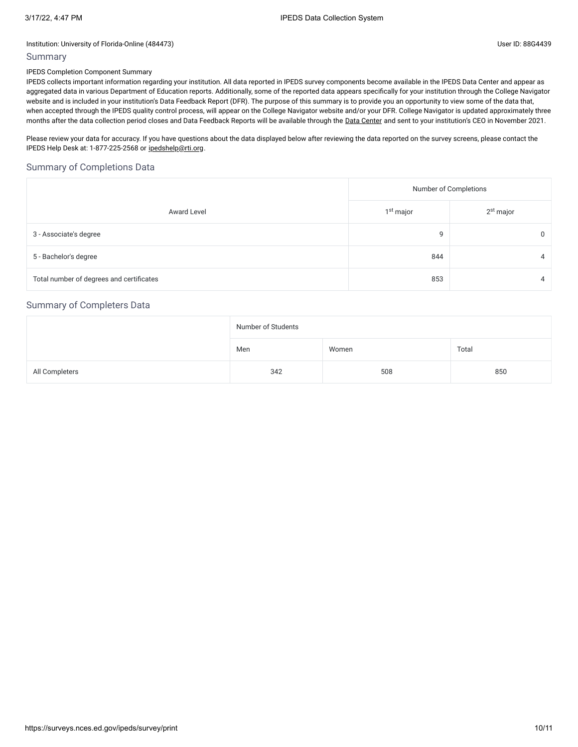Institution: University of Florida-Online (484473)

User ID: 88G4439

## Summary

IPEDS Completion Component Summary

IPEDS collects important information regarding your institution. All data reported in IPEDS survey components become available in the IPEDS Data Center and appear as aggregated data in various Department of Education reports. Additionally, some of the reported data appears specifically for your institution through the College Navigator website and is included in your institution's Data Feedback Report (DFR). The purpose of this summary is to provide you an opportunity to view some of the data that, when accepted through the IPEDS quality control process, will appear on the College Navigator website and/or your DFR. College Navigator is updated approximately three months after the data collection period closes and Data Feedback Reports will be available through the Data Center and sent to your institution's CEO in November 2021.

Please review your data for accuracy. If you have questions about the data displayed below after reviewing the data reported on the survey screens, please contact the IPEDS Help Desk at: 1-877-225-2568 or ipedshelp@rti.org.

## Summary of Completions Data

| Award Level | Number of Completions | |
|---|---|---|
| | 1st major | 2nd major |
| 3 - Associate's degree | 9 | 0 |
| 5 - Bachelor's degree | 844 | 4 |
| Total number of degrees and certificates | 853 | 4 |

## Summary of Completers Data

| | Number of Students | | |
|---|---|---|---|
| | Men | Women | Total |
| All Completers | 342 | 508 | 850 |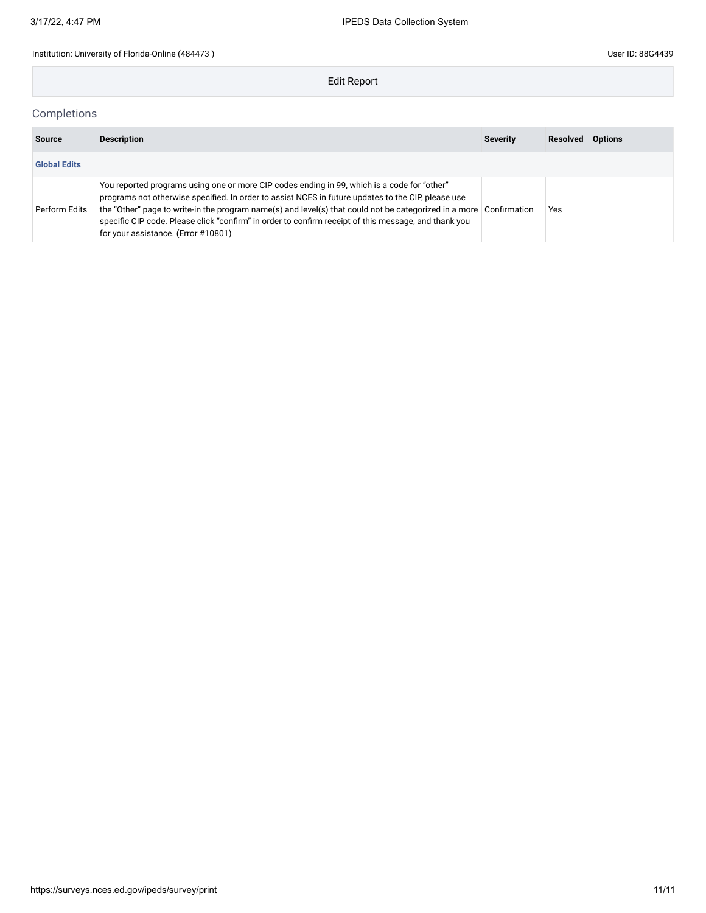Institution: University of Florida-Online (484473 )

User ID: 88G4439

## Edit Report

### Completions

| Source | Description | Severity | Resolved | Options |
| --- | --- | --- | --- | --- |
| **Global Edits** | | | | |
| Perform Edits | You reported programs using one or more CIP codes ending in 99, which is a code for "other" programs not otherwise specified. In order to assist NCES in future updates to the CIP, please use the "Other" page to write-in the program name(s) and level(s) that could not be categorized in a more specific CIP code. Please click "confirm" in order to confirm receipt of this message, and thank you for your assistance. (Error #10801) | Confirmation | Yes | |